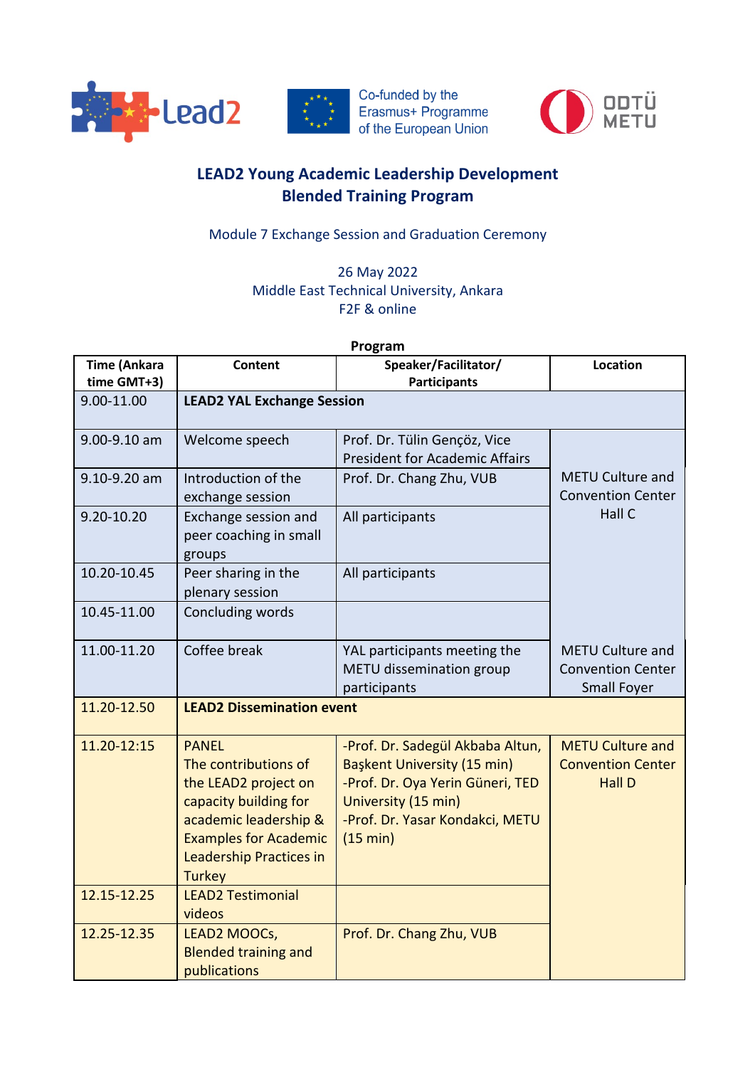Lead2

Co-funded by the Erasmus+ Programme of the European Union

ODTÜ METU

# LEAD2 Young Academic Leadership Development Blended Training Program

Module 7 Exchange Session and Graduation Ceremony

26 May 2022
Middle East Technical University, Ankara
F2F & online

**Program**

| Time (Ankara time GMT+3) | Content | Speaker/Facilitator/ Participants | Location |
|---|---|---|---|
| 9.00-11.00 | **LEAD2 YAL Exchange Session** | | |
| 9.00-9.10 am | Welcome speech | Prof. Dr. Tülin Gençöz, Vice President for Academic Affairs | METU Culture and Convention Center Hall C |
| 9.10-9.20 am | Introduction of the exchange session | Prof. Dr. Chang Zhu, VUB | |
| 9.20-10.20 | Exchange session and peer coaching in small groups | All participants | |
| 10.20-10.45 | Peer sharing in the plenary session | All participants | |
| 10.45-11.00 | Concluding words | | |
| 11.00-11.20 | Coffee break | YAL participants meeting the METU dissemination group participants | METU Culture and Convention Center Small Foyer |
| 11.20-12.50 | **LEAD2 Dissemination event** | | |
| 11.20-12:15 | PANEL The contributions of the LEAD2 project on capacity building for academic leadership & Examples for Academic Leadership Practices in Turkey | -Prof. Dr. Sadegül Akbaba Altun, Başkent University (15 min) -Prof. Dr. Oya Yerin Güneri, TED University (15 min) -Prof. Dr. Yasar Kondakci, METU (15 min) | METU Culture and Convention Center Hall D |
| 12.15-12.25 | LEAD2 Testimonial videos | | |
| 12.25-12.35 | LEAD2 MOOCs, Blended training and publications | Prof. Dr. Chang Zhu, VUB | |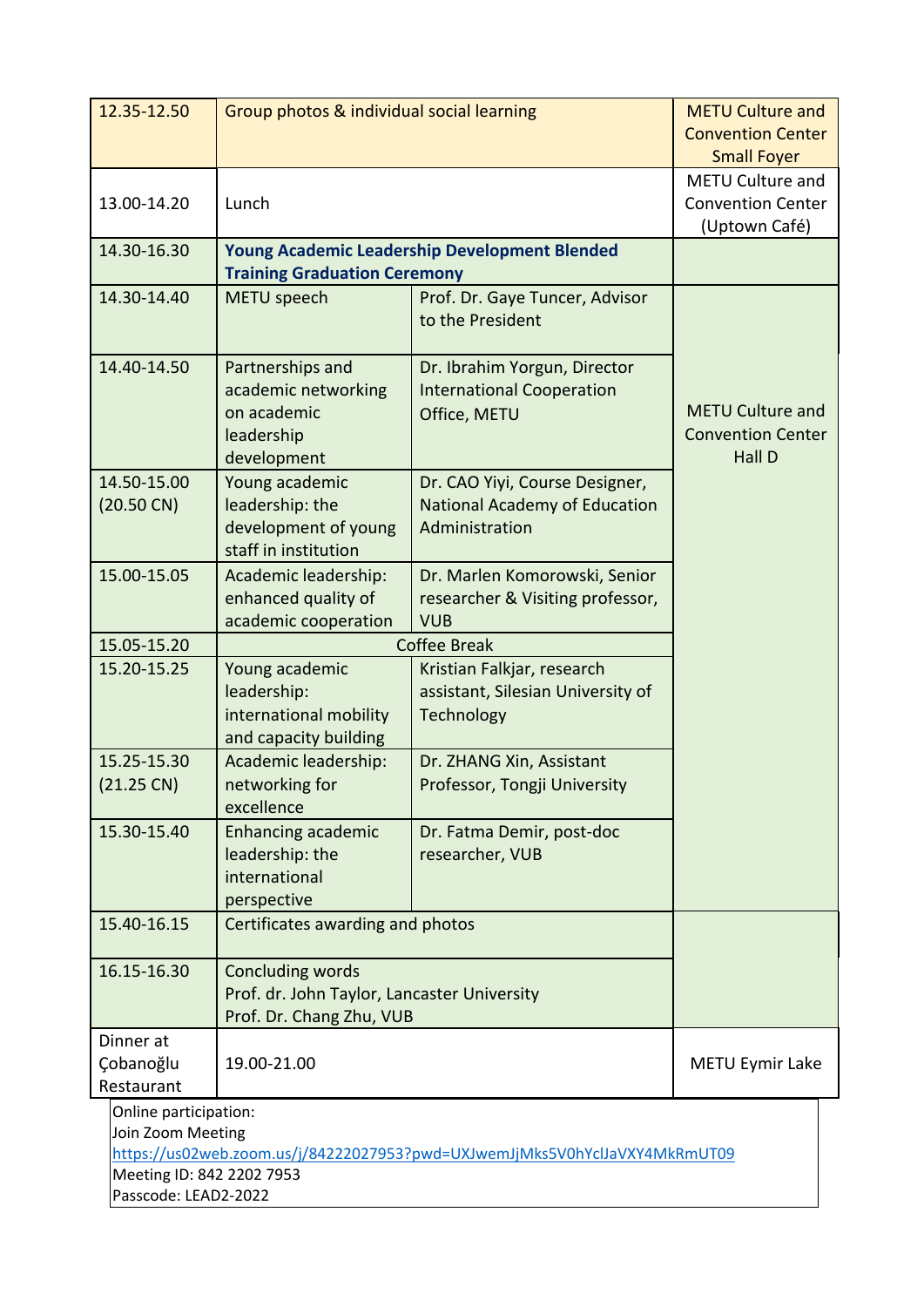| | | | |
|---|---|---|---|
| 12.35-12.50 | Group photos & individual social learning | | METU Culture and Convention Center Small Foyer |
| 13.00-14.20 | Lunch | | METU Culture and Convention Center (Uptown Café) |
| 14.30-16.30 | **Young Academic Leadership Development Blended Training Graduation Ceremony** | | |
| 14.30-14.40 | METU speech | Prof. Dr. Gaye Tuncer, Advisor to the President | METU Culture and Convention Center Hall D |
| 14.40-14.50 | Partnerships and academic networking on academic leadership development | Dr. Ibrahim Yorgun, Director International Cooperation Office, METU | |
| 14.50-15.00 (20.50 CN) | Young academic leadership: the development of young staff in institution | Dr. CAO Yiyi, Course Designer, National Academy of Education Administration | |
| 15.00-15.05 | Academic leadership: enhanced quality of academic cooperation | Dr. Marlen Komorowski, Senior researcher & Visiting professor, VUB | |
| 15.05-15.20 | Coffee Break | | |
| 15.20-15.25 | Young academic leadership: international mobility and capacity building | Kristian Falkjar, research assistant, Silesian University of Technology | |
| 15.25-15.30 (21.25 CN) | Academic leadership: networking for excellence | Dr. ZHANG Xin, Assistant Professor, Tongji University | |
| 15.30-15.40 | Enhancing academic leadership: the international perspective | Dr. Fatma Demir, post-doc researcher, VUB | |
| 15.40-16.15 | Certificates awarding and photos | | |
| 16.15-16.30 | Concluding words<br>Prof. dr. John Taylor, Lancaster University<br>Prof. Dr. Chang Zhu, VUB | | |
| Dinner at Çobanoğlu Restaurant | 19.00-21.00 | | METU Eymir Lake |

Online participation:
Join Zoom Meeting
https://us02web.zoom.us/j/84222027953?pwd=UXJwemJjMks5V0hYclJaVXY4MkRmUT09
Meeting ID: 842 2202 7953
Passcode: LEAD2-2022